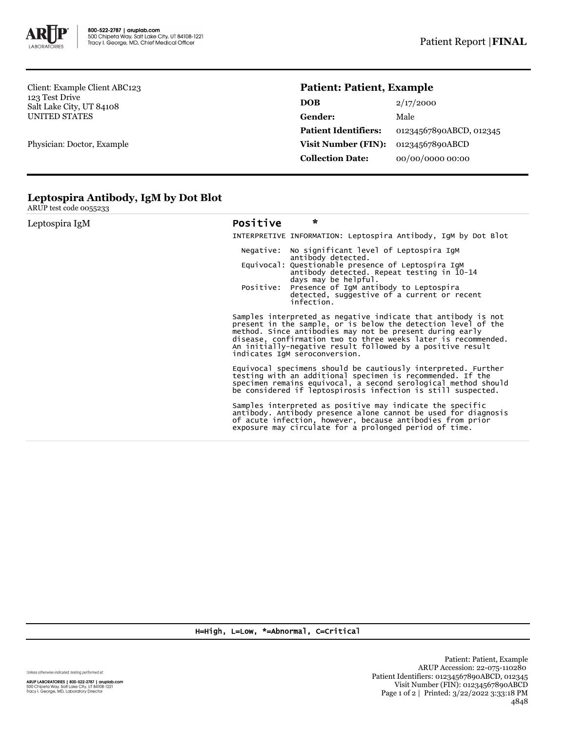800-522-2787 | aruplab.com
500 Chipeta Way, Salt Lake City, UT 84108-1221
Tracy I. George, MD, Chief Medical Officer

Patient Report | **FINAL**

Client: Example Client ABC123
123 Test Drive
Salt Lake City, UT 84108
UNITED STATES

Physician: Doctor, Example

## Patient: Patient, Example

| | |
|---|---|
| **DOB** | 2/17/2000 |
| **Gender:** | Male |
| **Patient Identifiers:** | 01234567890ABCD, 012345 |
| **Visit Number (FIN):** | 01234567890ABCD |
| **Collection Date:** | 00/00/0000 00:00 |

## Leptospira Antibody, IgM by Dot Blot

ARUP test code 0055233

Leptospira IgM **Positive** *

```
INTERPRETIVE INFORMATION: Leptospira Antibody, IgM by Dot Blot

  Negative:  No significant level of Leptospira IgM
             antibody detected.
  Equivocal: Questionable presence of Leptospira IgM
             antibody detected. Repeat testing in 10-14
             days may be helpful.
  Positive:  Presence of IgM antibody to Leptospira
             detected, suggestive of a current or recent
             infection.

Samples interpreted as negative indicate that antibody is not
present in the sample, or is below the detection level of the
method. Since antibodies may not be present during early
disease, confirmation two to three weeks later is recommended.
An initially-negative result followed by a positive result
indicates IgM seroconversion.

Equivocal specimens should be cautiously interpreted. Further
testing with an additional specimen is recommended. If the
specimen remains equivocal, a second serological method should
be considered if leptospirosis infection is still suspected.

Samples interpreted as positive may indicate the specific
antibody. Antibody presence alone cannot be used for diagnosis
of acute infection, however, because antibodies from prior
exposure may circulate for a prolonged period of time.
```

H=High, L=Low, *=Abnormal, C=Critical

Unless otherwise indicated, testing performed at:

ARUP LABORATORIES | 800-522-2787 | aruplab.com
500 Chipeta Way, Salt Lake City, UT 84108-1221
Tracy I. George, MD, Laboratory Director

Patient: Patient, Example
ARUP Accession: 22-075-110280
Patient Identifiers: 01234567890ABCD, 012345
Visit Number (FIN): 01234567890ABCD
Printed: 3/22/2022 3:33:18 PM
4848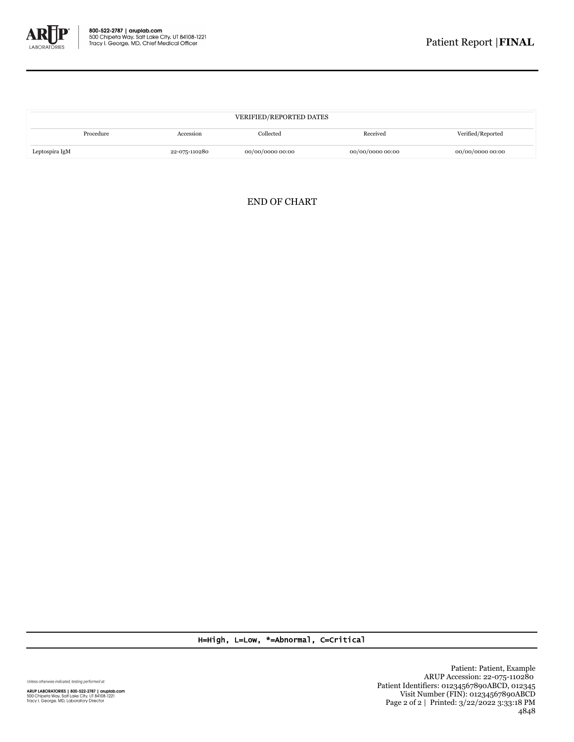| VERIFIED/REPORTED DATES | | | | |
|---|---|---|---|---|
| Procedure | Accession | Collected | Received | Verified/Reported |
| Leptospira IgM | 22-075-110280 | 00/00/0000 00:00 | 00/00/0000 00:00 | 00/00/0000 00:00 |

END OF CHART

H=High, L=Low, *=Abnormal, C=Critical

Unless otherwise indicated, testing performed at:

ARUP LABORATORIES | 800-522-2787 | aruplab.com
500 Chipeta Way, Salt Lake City, UT 84108-1221
Tracy I. George, MD, Laboratory Director

Patient: Patient, Example
ARUP Accession: 22-075-110280
Patient Identifiers: 01234567890ABCD, 012345
Visit Number (FIN): 01234567890ABCD
Printed: 3/22/2022 3:33:18 PM
4848